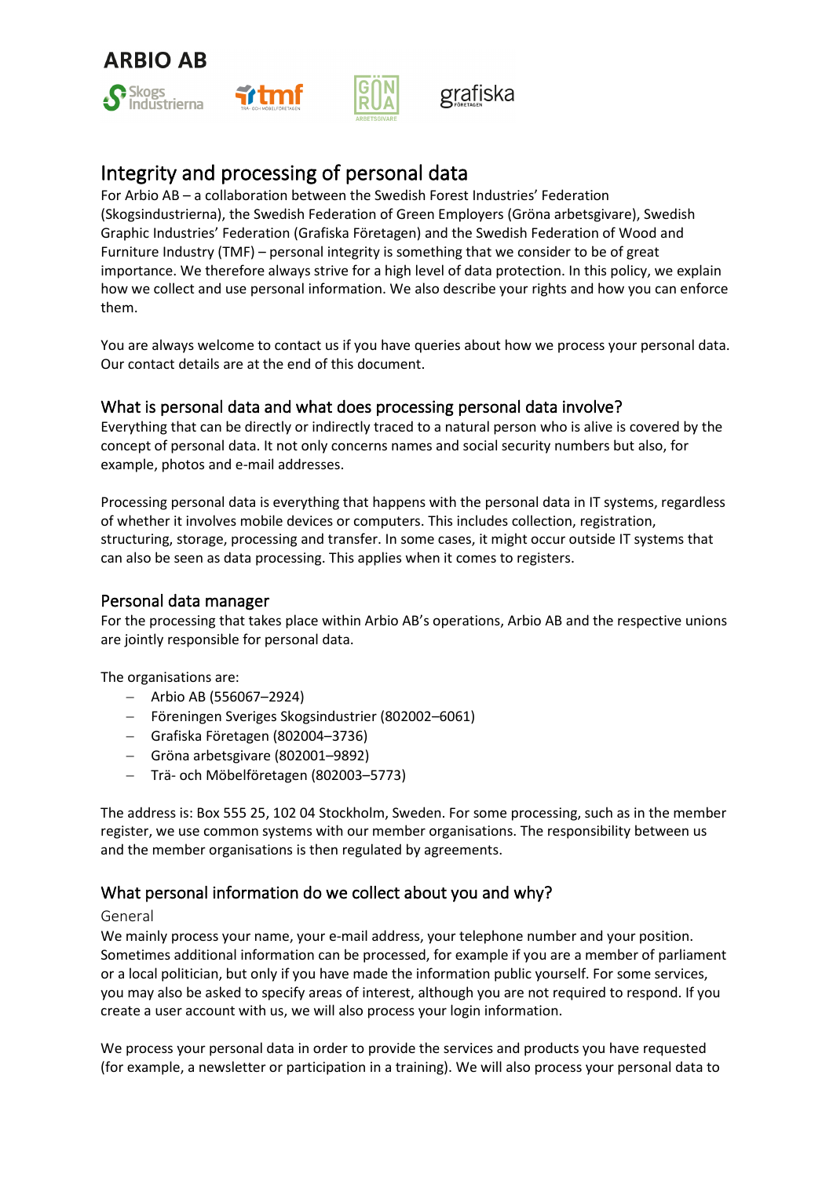**ARBIO AB**

# Integrity and processing of personal data

For Arbio AB – a collaboration between the Swedish Forest Industries' Federation (Skogsindustrierna), the Swedish Federation of Green Employers (Gröna arbetsgivare), Swedish Graphic Industries' Federation (Grafiska Företagen) and the Swedish Federation of Wood and Furniture Industry (TMF) – personal integrity is something that we consider to be of great importance. We therefore always strive for a high level of data protection. In this policy, we explain how we collect and use personal information. We also describe your rights and how you can enforce them.

You are always welcome to contact us if you have queries about how we process your personal data. Our contact details are at the end of this document.

## What is personal data and what does processing personal data involve?

Everything that can be directly or indirectly traced to a natural person who is alive is covered by the concept of personal data. It not only concerns names and social security numbers but also, for example, photos and e-mail addresses.

Processing personal data is everything that happens with the personal data in IT systems, regardless of whether it involves mobile devices or computers. This includes collection, registration, structuring, storage, processing and transfer. In some cases, it might occur outside IT systems that can also be seen as data processing. This applies when it comes to registers.

## Personal data manager

For the processing that takes place within Arbio AB's operations, Arbio AB and the respective unions are jointly responsible for personal data.

The organisations are:

- Arbio AB (556067–2924)
- Föreningen Sveriges Skogsindustrier (802002–6061)
- Grafiska Företagen (802004–3736)
- Gröna arbetsgivare (802001–9892)
- Trä- och Möbelföretagen (802003–5773)

The address is: Box 555 25, 102 04 Stockholm, Sweden. For some processing, such as in the member register, we use common systems with our member organisations. The responsibility between us and the member organisations is then regulated by agreements.

## What personal information do we collect about you and why?

### General

We mainly process your name, your e-mail address, your telephone number and your position. Sometimes additional information can be processed, for example if you are a member of parliament or a local politician, but only if you have made the information public yourself. For some services, you may also be asked to specify areas of interest, although you are not required to respond. If you create a user account with us, we will also process your login information.

We process your personal data in order to provide the services and products you have requested (for example, a newsletter or participation in a training). We will also process your personal data to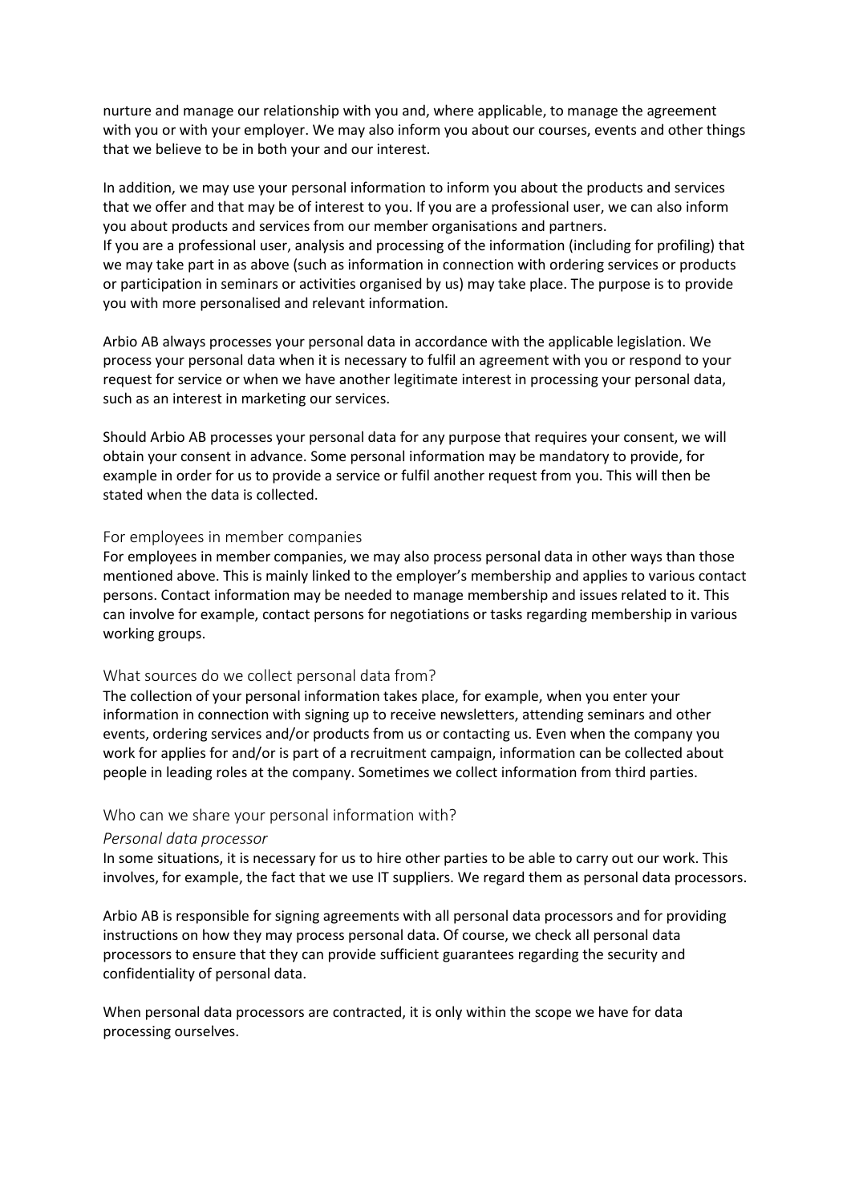nurture and manage our relationship with you and, where applicable, to manage the agreement with you or with your employer. We may also inform you about our courses, events and other things that we believe to be in both your and our interest.

In addition, we may use your personal information to inform you about the products and services that we offer and that may be of interest to you. If you are a professional user, we can also inform you about products and services from our member organisations and partners.
If you are a professional user, analysis and processing of the information (including for profiling) that we may take part in as above (such as information in connection with ordering services or products or participation in seminars or activities organised by us) may take place. The purpose is to provide you with more personalised and relevant information.

Arbio AB always processes your personal data in accordance with the applicable legislation. We process your personal data when it is necessary to fulfil an agreement with you or respond to your request for service or when we have another legitimate interest in processing your personal data, such as an interest in marketing our services.

Should Arbio AB processes your personal data for any purpose that requires your consent, we will obtain your consent in advance. Some personal information may be mandatory to provide, for example in order for us to provide a service or fulfil another request from you. This will then be stated when the data is collected.

## For employees in member companies

For employees in member companies, we may also process personal data in other ways than those mentioned above. This is mainly linked to the employer's membership and applies to various contact persons. Contact information may be needed to manage membership and issues related to it. This can involve for example, contact persons for negotiations or tasks regarding membership in various working groups.

## What sources do we collect personal data from?

The collection of your personal information takes place, for example, when you enter your information in connection with signing up to receive newsletters, attending seminars and other events, ordering services and/or products from us or contacting us. Even when the company you work for applies for and/or is part of a recruitment campaign, information can be collected about people in leading roles at the company. Sometimes we collect information from third parties.

## Who can we share your personal information with?

### *Personal data processor*

In some situations, it is necessary for us to hire other parties to be able to carry out our work. This involves, for example, the fact that we use IT suppliers. We regard them as personal data processors.

Arbio AB is responsible for signing agreements with all personal data processors and for providing instructions on how they may process personal data. Of course, we check all personal data processors to ensure that they can provide sufficient guarantees regarding the security and confidentiality of personal data.

When personal data processors are contracted, it is only within the scope we have for data processing ourselves.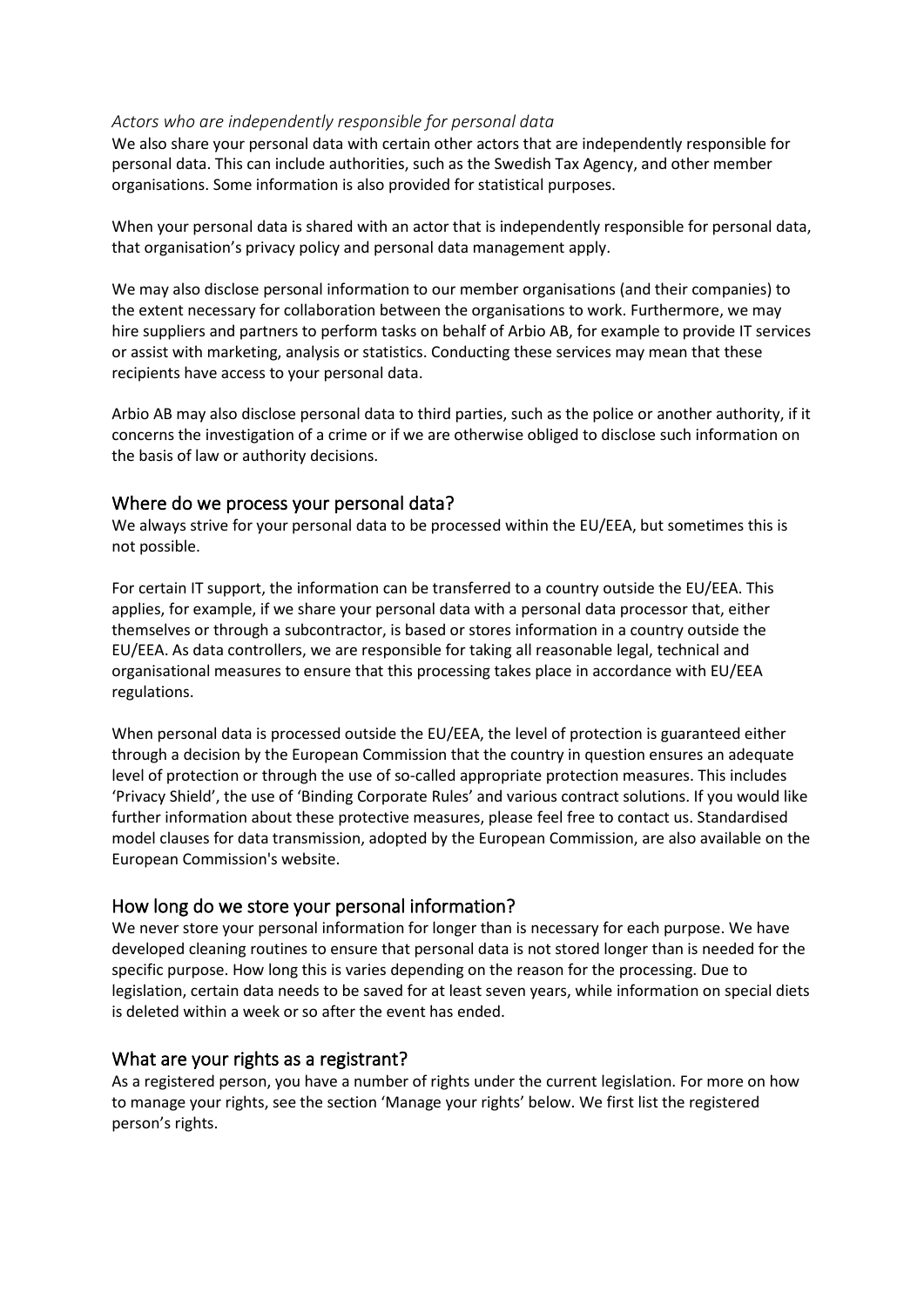*Actors who are independently responsible for personal data*

We also share your personal data with certain other actors that are independently responsible for personal data. This can include authorities, such as the Swedish Tax Agency, and other member organisations. Some information is also provided for statistical purposes.

When your personal data is shared with an actor that is independently responsible for personal data, that organisation's privacy policy and personal data management apply.

We may also disclose personal information to our member organisations (and their companies) to the extent necessary for collaboration between the organisations to work. Furthermore, we may hire suppliers and partners to perform tasks on behalf of Arbio AB, for example to provide IT services or assist with marketing, analysis or statistics. Conducting these services may mean that these recipients have access to your personal data.

Arbio AB may also disclose personal data to third parties, such as the police or another authority, if it concerns the investigation of a crime or if we are otherwise obliged to disclose such information on the basis of law or authority decisions.

## Where do we process your personal data?

We always strive for your personal data to be processed within the EU/EEA, but sometimes this is not possible.

For certain IT support, the information can be transferred to a country outside the EU/EEA. This applies, for example, if we share your personal data with a personal data processor that, either themselves or through a subcontractor, is based or stores information in a country outside the EU/EEA. As data controllers, we are responsible for taking all reasonable legal, technical and organisational measures to ensure that this processing takes place in accordance with EU/EEA regulations.

When personal data is processed outside the EU/EEA, the level of protection is guaranteed either through a decision by the European Commission that the country in question ensures an adequate level of protection or through the use of so-called appropriate protection measures. This includes 'Privacy Shield', the use of 'Binding Corporate Rules' and various contract solutions. If you would like further information about these protective measures, please feel free to contact us. Standardised model clauses for data transmission, adopted by the European Commission, are also available on the European Commission's website.

## How long do we store your personal information?

We never store your personal information for longer than is necessary for each purpose. We have developed cleaning routines to ensure that personal data is not stored longer than is needed for the specific purpose. How long this is varies depending on the reason for the processing. Due to legislation, certain data needs to be saved for at least seven years, while information on special diets is deleted within a week or so after the event has ended.

## What are your rights as a registrant?

As a registered person, you have a number of rights under the current legislation. For more on how to manage your rights, see the section 'Manage your rights' below. We first list the registered person's rights.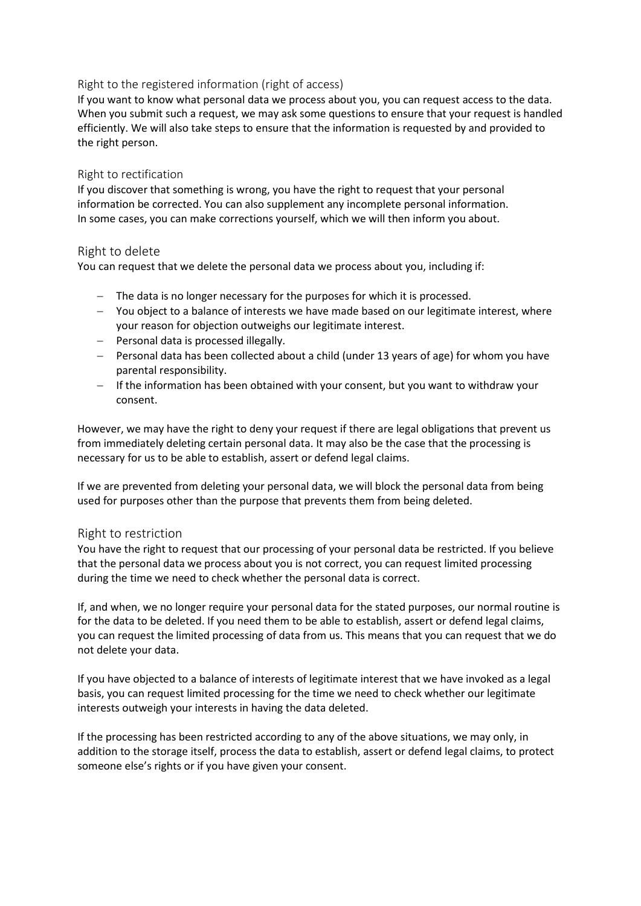## Right to the registered information (right of access)

If you want to know what personal data we process about you, you can request access to the data. When you submit such a request, we may ask some questions to ensure that your request is handled efficiently. We will also take steps to ensure that the information is requested by and provided to the right person.

## Right to rectification

If you discover that something is wrong, you have the right to request that your personal information be corrected. You can also supplement any incomplete personal information. In some cases, you can make corrections yourself, which we will then inform you about.

## Right to delete

You can request that we delete the personal data we process about you, including if:

- The data is no longer necessary for the purposes for which it is processed.
- You object to a balance of interests we have made based on our legitimate interest, where your reason for objection outweighs our legitimate interest.
- Personal data is processed illegally.
- Personal data has been collected about a child (under 13 years of age) for whom you have parental responsibility.
- If the information has been obtained with your consent, but you want to withdraw your consent.

However, we may have the right to deny your request if there are legal obligations that prevent us from immediately deleting certain personal data. It may also be the case that the processing is necessary for us to be able to establish, assert or defend legal claims.

If we are prevented from deleting your personal data, we will block the personal data from being used for purposes other than the purpose that prevents them from being deleted.

## Right to restriction

You have the right to request that our processing of your personal data be restricted. If you believe that the personal data we process about you is not correct, you can request limited processing during the time we need to check whether the personal data is correct.

If, and when, we no longer require your personal data for the stated purposes, our normal routine is for the data to be deleted. If you need them to be able to establish, assert or defend legal claims, you can request the limited processing of data from us. This means that you can request that we do not delete your data.

If you have objected to a balance of interests of legitimate interest that we have invoked as a legal basis, you can request limited processing for the time we need to check whether our legitimate interests outweigh your interests in having the data deleted.

If the processing has been restricted according to any of the above situations, we may only, in addition to the storage itself, process the data to establish, assert or defend legal claims, to protect someone else's rights or if you have given your consent.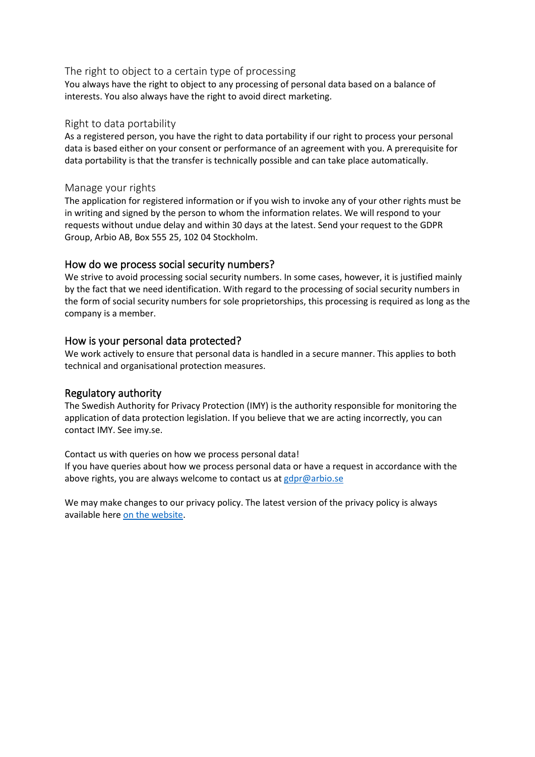### The right to object to a certain type of processing

You always have the right to object to any processing of personal data based on a balance of interests. You also always have the right to avoid direct marketing.

### Right to data portability

As a registered person, you have the right to data portability if our right to process your personal data is based either on your consent or performance of an agreement with you. A prerequisite for data portability is that the transfer is technically possible and can take place automatically.

### Manage your rights

The application for registered information or if you wish to invoke any of your other rights must be in writing and signed by the person to whom the information relates. We will respond to your requests without undue delay and within 30 days at the latest. Send your request to the GDPR Group, Arbio AB, Box 555 25, 102 04 Stockholm.

## How do we process social security numbers?

We strive to avoid processing social security numbers. In some cases, however, it is justified mainly by the fact that we need identification. With regard to the processing of social security numbers in the form of social security numbers for sole proprietorships, this processing is required as long as the company is a member.

## How is your personal data protected?

We work actively to ensure that personal data is handled in a secure manner. This applies to both technical and organisational protection measures.

## Regulatory authority

The Swedish Authority for Privacy Protection (IMY) is the authority responsible for monitoring the application of data protection legislation. If you believe that we are acting incorrectly, you can contact IMY. See imy.se.

Contact us with queries on how we process personal data!
If you have queries about how we process personal data or have a request in accordance with the above rights, you are always welcome to contact us at [gdpr@arbio.se](mailto:gdpr@arbio.se)

We may make changes to our privacy policy. The latest version of the privacy policy is always available here on the website.